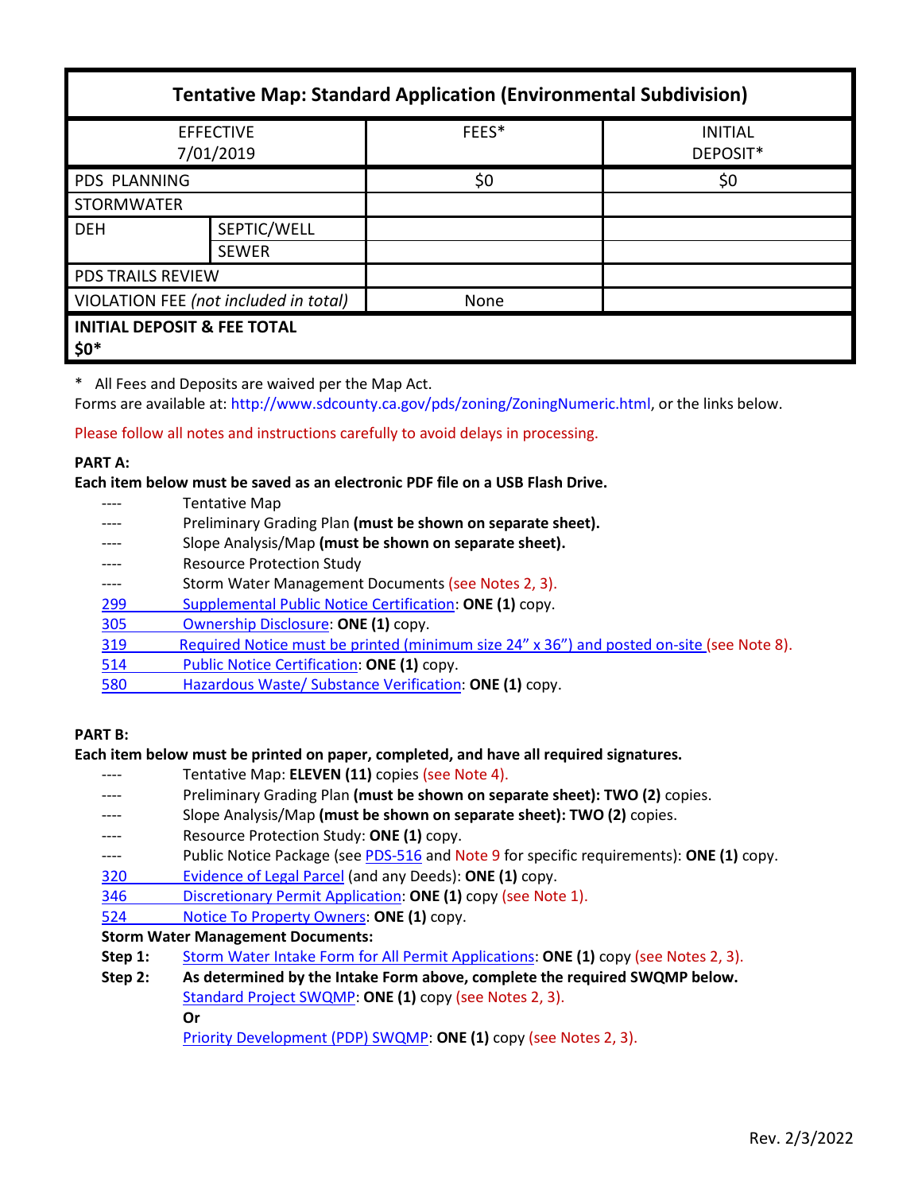| Tentative Map: Standard Application (Environmental Subdivision) | | | |
|---|---|---|---|
| EFFECTIVE 7/01/2019 | | FEES* | INITIAL DEPOSIT* |
| PDS PLANNING | | $0 | $0 |
| STORMWATER | | | |
| DEH | SEPTIC/WELL | | |
| | SEWER | | |
| PDS TRAILS REVIEW | | | |
| VIOLATION FEE *(not included in total)* | | None | |
| **INITIAL DEPOSIT & FEE TOTAL $0*** | | | |

\* All Fees and Deposits are waived per the Map Act.
Forms are available at: http://www.sdcounty.ca.gov/pds/zoning/ZoningNumeric.html, or the links below.

Please follow all notes and instructions carefully to avoid delays in processing.

**PART A:**
**Each item below must be saved as an electronic PDF file on a USB Flash Drive.**

- ---- Tentative Map
- ---- Preliminary Grading Plan **(must be shown on separate sheet).**
- ---- Slope Analysis/Map **(must be shown on separate sheet).**
- ---- Resource Protection Study
- ---- Storm Water Management Documents (see Notes 2, 3).
- 299 Supplemental Public Notice Certification: **ONE (1)** copy.
- 305 Ownership Disclosure: **ONE (1)** copy.
- 319 Required Notice must be printed (minimum size 24" x 36") and posted on-site (see Note 8).
- 514 Public Notice Certification: **ONE (1)** copy.
- 580 Hazardous Waste/ Substance Verification: **ONE (1)** copy.

**PART B:**
**Each item below must be printed on paper, completed, and have all required signatures.**

- ---- Tentative Map: **ELEVEN (11)** copies (see Note 4).
- ---- Preliminary Grading Plan **(must be shown on separate sheet): TWO (2)** copies.
- ---- Slope Analysis/Map **(must be shown on separate sheet): TWO (2)** copies.
- ---- Resource Protection Study: **ONE (1)** copy.
- ---- Public Notice Package (see PDS-516 and Note 9 for specific requirements): **ONE (1)** copy.
- 320 Evidence of Legal Parcel (and any Deeds): **ONE (1)** copy.
- 346 Discretionary Permit Application: **ONE (1)** copy (see Note 1).
- 524 Notice To Property Owners: **ONE (1)** copy.

**Storm Water Management Documents:**

**Step 1:** Storm Water Intake Form for All Permit Applications: **ONE (1)** copy (see Notes 2, 3).

**Step 2:** **As determined by the Intake Form above, complete the required SWQMP below.**
Standard Project SWQMP: **ONE (1)** copy (see Notes 2, 3).
**Or**
Priority Development (PDP) SWQMP: **ONE (1)** copy (see Notes 2, 3).

Rev. 2/3/2022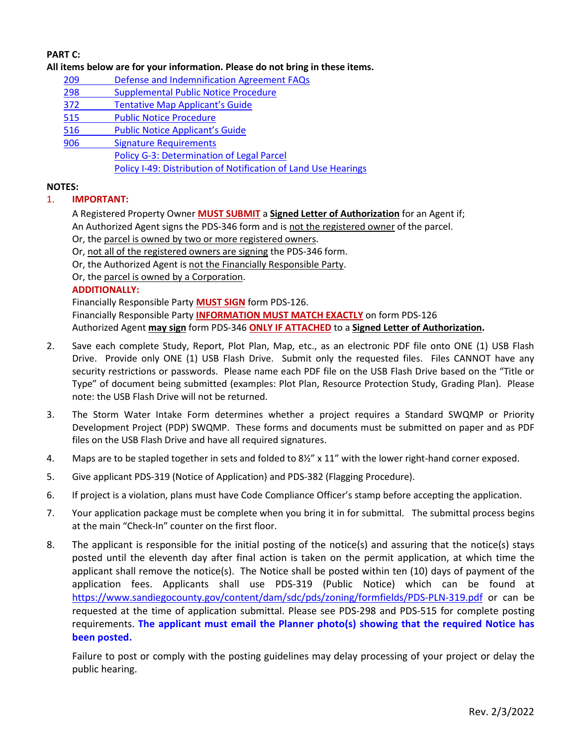**PART C:**

**All items below are for your information. Please do not bring in these items.**

- 209 Defense and Indemnification Agreement FAQs
- 298 Supplemental Public Notice Procedure
- 372 Tentative Map Applicant's Guide
- 515 Public Notice Procedure
- 516 Public Notice Applicant's Guide
- 906 Signature Requirements
- Policy G-3: Determination of Legal Parcel
- Policy I-49: Distribution of Notification of Land Use Hearings

**NOTES:**

1. **IMPORTANT:**

   A Registered Property Owner **MUST SUBMIT** a **Signed Letter of Authorization** for an Agent if;
   An Authorized Agent signs the PDS-346 form and is not the registered owner of the parcel.
   Or, the parcel is owned by two or more registered owners.
   Or, not all of the registered owners are signing the PDS-346 form.
   Or, the Authorized Agent is not the Financially Responsible Party.
   Or, the parcel is owned by a Corporation.

   **ADDITIONALLY:**

   Financially Responsible Party **MUST SIGN** form PDS-126.
   Financially Responsible Party **INFORMATION MUST MATCH EXACTLY** on form PDS-126
   Authorized Agent **may sign** form PDS-346 **ONLY IF ATTACHED** to a **Signed Letter of Authorization.**

2. Save each complete Study, Report, Plot Plan, Map, etc., as an electronic PDF file onto ONE (1) USB Flash Drive. Provide only ONE (1) USB Flash Drive. Submit only the requested files. Files CANNOT have any security restrictions or passwords. Please name each PDF file on the USB Flash Drive based on the "Title or Type" of document being submitted (examples: Plot Plan, Resource Protection Study, Grading Plan). Please note: the USB Flash Drive will not be returned.

3. The Storm Water Intake Form determines whether a project requires a Standard SWQMP or Priority Development Project (PDP) SWQMP. These forms and documents must be submitted on paper and as PDF files on the USB Flash Drive and have all required signatures.

4. Maps are to be stapled together in sets and folded to 8½" x 11" with the lower right-hand corner exposed.

5. Give applicant PDS-319 (Notice of Application) and PDS-382 (Flagging Procedure).

6. If project is a violation, plans must have Code Compliance Officer's stamp before accepting the application.

7. Your application package must be complete when you bring it in for submittal. The submittal process begins at the main "Check-In" counter on the first floor.

8. The applicant is responsible for the initial posting of the notice(s) and assuring that the notice(s) stays posted until the eleventh day after final action is taken on the permit application, at which time the applicant shall remove the notice(s). The Notice shall be posted within ten (10) days of payment of the application fees. Applicants shall use PDS-319 (Public Notice) which can be found at https://www.sandiegocounty.gov/content/dam/sdc/pds/zoning/formfields/PDS-PLN-319.pdf or can be requested at the time of application submittal. Please see PDS-298 and PDS-515 for complete posting requirements. **The applicant must email the Planner photo(s) showing that the required Notice has been posted.**

   Failure to post or comply with the posting guidelines may delay processing of your project or delay the public hearing.

Rev. 2/3/2022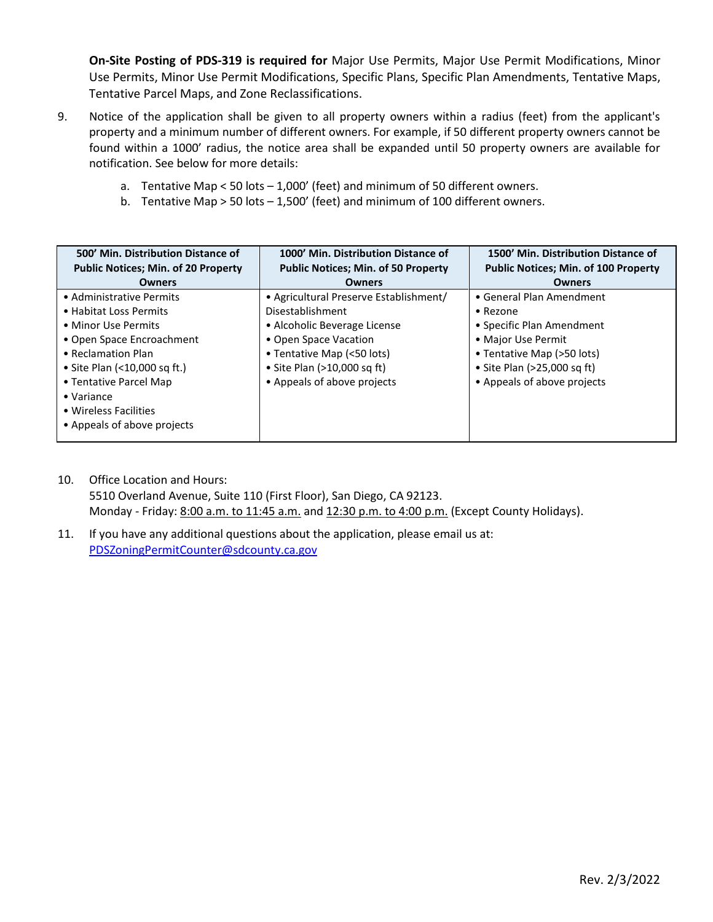**On-Site Posting of PDS-319 is required for** Major Use Permits, Major Use Permit Modifications, Minor Use Permits, Minor Use Permit Modifications, Specific Plans, Specific Plan Amendments, Tentative Maps, Tentative Parcel Maps, and Zone Reclassifications.

9. Notice of the application shall be given to all property owners within a radius (feet) from the applicant's property and a minimum number of different owners. For example, if 50 different property owners cannot be found within a 1000' radius, the notice area shall be expanded until 50 property owners are available for notification. See below for more details:

    a. Tentative Map < 50 lots – 1,000' (feet) and minimum of 50 different owners.
    b. Tentative Map > 50 lots – 1,500' (feet) and minimum of 100 different owners.

| 500' Min. Distribution Distance of Public Notices; Min. of 20 Property Owners | 1000' Min. Distribution Distance of Public Notices; Min. of 50 Property Owners | 1500' Min. Distribution Distance of Public Notices; Min. of 100 Property Owners |
|---|---|---|
| • Administrative Permits<br>• Habitat Loss Permits<br>• Minor Use Permits<br>• Open Space Encroachment<br>• Reclamation Plan<br>• Site Plan (<10,000 sq ft.)<br>• Tentative Parcel Map<br>• Variance<br>• Wireless Facilities<br>• Appeals of above projects | • Agricultural Preserve Establishment/ Disestablishment<br>• Alcoholic Beverage License<br>• Open Space Vacation<br>• Tentative Map (<50 lots)<br>• Site Plan (>10,000 sq ft)<br>• Appeals of above projects | • General Plan Amendment<br>• Rezone<br>• Specific Plan Amendment<br>• Major Use Permit<br>• Tentative Map (>50 lots)<br>• Site Plan (>25,000 sq ft)<br>• Appeals of above projects |

10. Office Location and Hours:
    5510 Overland Avenue, Suite 110 (First Floor), San Diego, CA 92123.
    Monday - Friday: 8:00 a.m. to 11:45 a.m. and 12:30 p.m. to 4:00 p.m. (Except County Holidays).

11. If you have any additional questions about the application, please email us at:
    PDSZoningPermitCounter@sdcounty.ca.gov

Rev. 2/3/2022